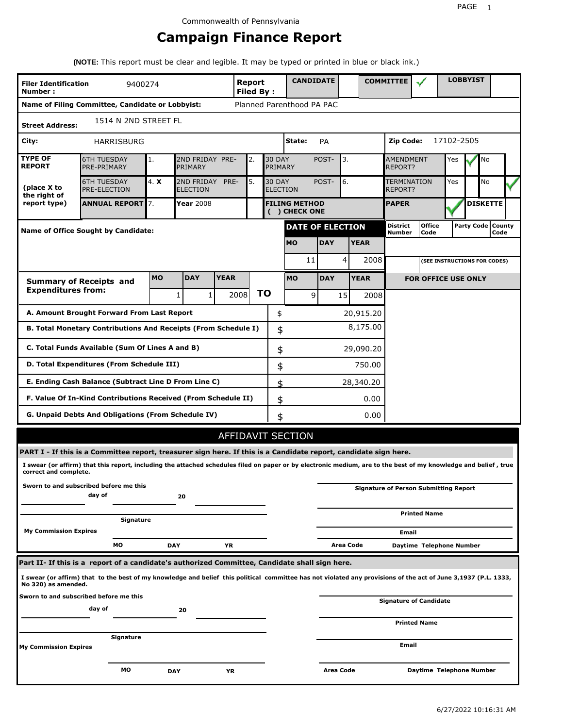Commonwealth of Pennsylvania

# Campaign Finance Report

**(NOTE:** This report must be clear and legible. It may be typed or printed in blue or black ink.)

| **Filer Identification Number :** | 9400274 | **Report Filed By :** | **CANDIDATE** | | **COMMITTEE** | ✓ | **LOBBYIST** | |
|---|---|---|---|---|---|---|---|---|

**Name of Filing Committee, Candidate or Lobbyist:** Planned Parenthood PA PAC

**Street Address:** 1514 N 2ND STREET FL

**City:** HARRISBURG **State:** PA **Zip Code:** 17102-2505

| **TYPE OF REPORT** (place X to the right of report type) | | | | | | | | |
|---|---|---|---|---|---|---|---|---|
| 6TH TUESDAY PRE-PRIMARY | 1. | 2ND FRIDAY PRE-PRIMARY | 2. | 30 DAY POST-PRIMARY | 3. | AMENDMENT REPORT? | Yes ✓ | No |
| 6TH TUESDAY PRE-ELECTION | 4. **X** | 2ND FRIDAY PRE-ELECTION | 5. | 30 DAY POST-ELECTION | 6. | TERMINATION REPORT? | Yes | No ✓ |
| **ANNUAL REPORT** | 7. | **Year** 2008 | | **FILING METHOD ( ) CHECK ONE** | | **PAPER** | ✓ | **DISKETTE** |

**Name of Office Sought by Candidate:**

| **DATE OF ELECTION** | | | District Number | Office Code | Party Code | County Code |
|---|---|---|---|---|---|---|
| **MO** | **DAY** | **YEAR** | | | | |
| 11 | 4 | 2008 | | (SEE INSTRUCTIONS FOR CODES) | | |

| **Summary of Receipts and Expenditures from:** | **MO** | **DAY** | **YEAR** | **TO** | **MO** | **DAY** | **YEAR** |
|---|---|---|---|---|---|---|---|
| | 1 | 1 | 2008 | | 9 | 15 | 2008 |

**FOR OFFICE USE ONLY**

| | | |
|---|---|---|
| **A. Amount Brought Forward From Last Report** | $ | 20,915.20 |
| **B. Total Monetary Contributions And Receipts (From Schedule I)** | $ | 8,175.00 |
| **C. Total Funds Available (Sum Of Lines A and B)** | $ | 29,090.20 |
| **D. Total Expenditures (From Schedule III)** | $ | 750.00 |
| **E. Ending Cash Balance (Subtract Line D From Line C)** | $ | 28,340.20 |
| **F. Value Of In-Kind Contributions Received (From Schedule II)** | $ | 0.00 |
| **G. Unpaid Debts And Obligations (From Schedule IV)** | $ | 0.00 |

## AFFIDAVIT SECTION

**PART I - If this is a Committee report, treasurer sign here. If this is a Candidate report, candidate sign here.**

**I swear (or affirm) that this report, including the attached schedules filed on paper or by electronic medium, are to the best of my knowledge and belief , true correct and complete.**

**Sworn to and subscribed before me this ______ day of ______ 20 ______**

**Signature**

**My Commission Expires** **MO** **DAY** **YR**

**Signature of Person Submitting Report**

**Printed Name**

**Email**

**Area Code** **Daytime Telephone Number**

**Part II- If this is a report of a candidate's authorized Committee, Candidate shall sign here.**

**I swear (or affirm) that to the best of my knowledge and belief this political committee has not violated any provisions of the act of June 3,1937 (P.L. 1333, No 320) as amended.**

**Sworn to and subscribed before me this ______ day of ______ 20 ______**

**Signature**

**My Commission Expires** **MO** **DAY** **YR**

**Signature of Candidate**

**Printed Name**

**Email**

**Area Code** **Daytime Telephone Number**

6/27/2022 10:16:31 AM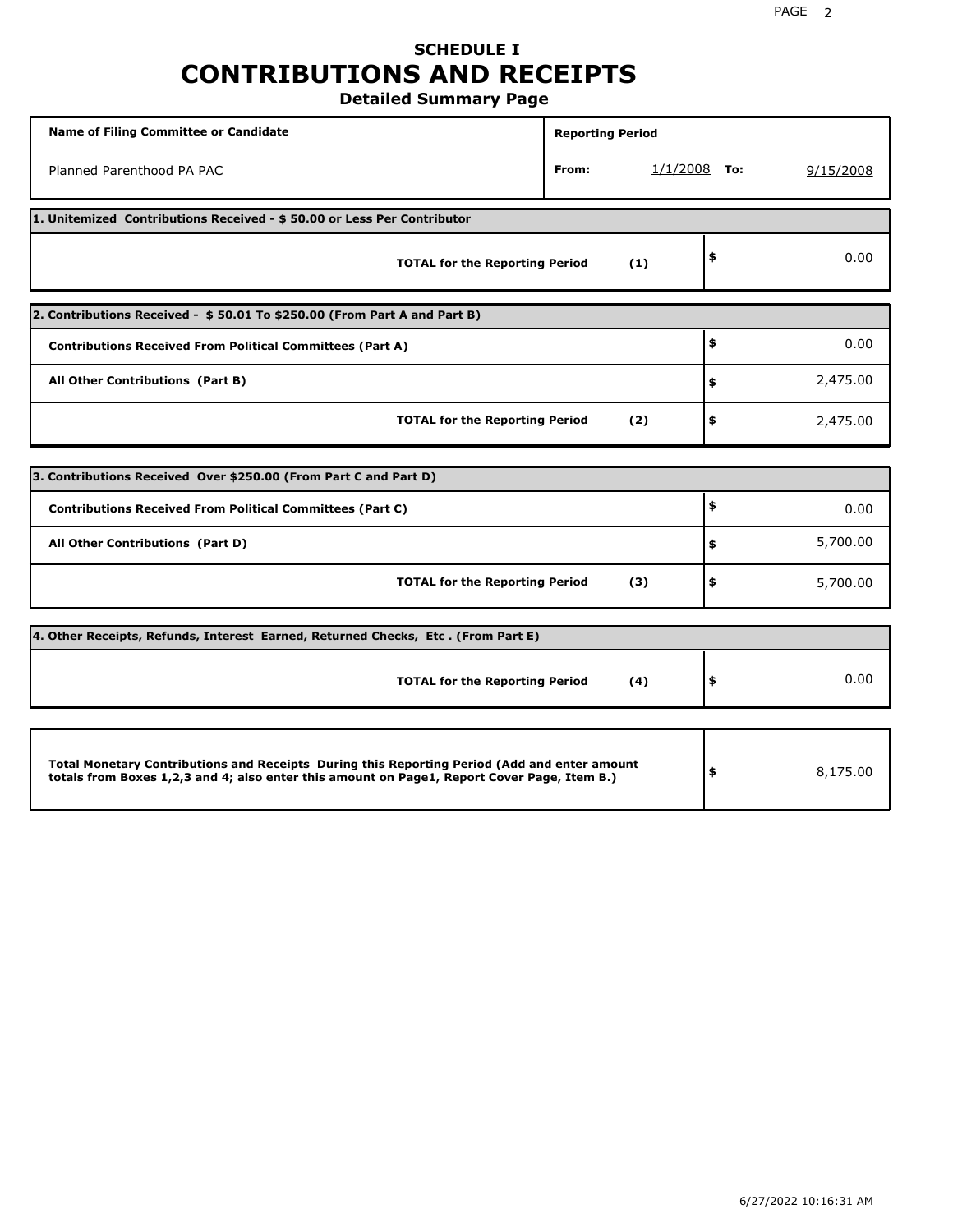# SCHEDULE I
# CONTRIBUTIONS AND RECEIPTS
## Detailed Summary Page

| Name of Filing Committee or Candidate | Reporting Period | | |
|---|---|---|---|
| Planned Parenthood PA PAC | From: 1/1/2008 | To: | 9/15/2008 |

**1. Unitemized Contributions Received - $ 50.00 or Less Per Contributor**

| | | |
|---|---|---|
| **TOTAL for the Reporting Period** | **(1)** | $ 0.00 |

**2. Contributions Received - $ 50.01 To $250.00 (From Part A and Part B)**

| | | |
|---|---|---|
| **Contributions Received From Political Committees (Part A)** | | $ 0.00 |
| **All Other Contributions (Part B)** | | $ 2,475.00 |
| **TOTAL for the Reporting Period** | **(2)** | $ 2,475.00 |

**3. Contributions Received Over $250.00 (From Part C and Part D)**

| | | |
|---|---|---|
| **Contributions Received From Political Committees (Part C)** | | $ 0.00 |
| **All Other Contributions (Part D)** | | $ 5,700.00 |
| **TOTAL for the Reporting Period** | **(3)** | $ 5,700.00 |

**4. Other Receipts, Refunds, Interest Earned, Returned Checks, Etc . (From Part E)**

| | | |
|---|---|---|
| **TOTAL for the Reporting Period** | **(4)** | $ 0.00 |

| | |
|---|---|
| **Total Monetary Contributions and Receipts During this Reporting Period (Add and enter amount totals from Boxes 1,2,3 and 4; also enter this amount on Page1, Report Cover Page, Item B.)** | $ 8,175.00 |

6/27/2022 10:16:31 AM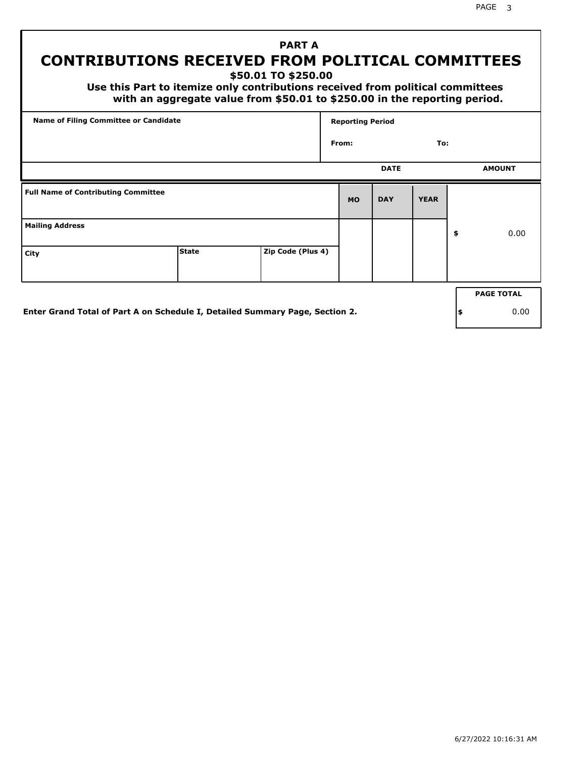## PART A

# CONTRIBUTIONS RECEIVED FROM POLITICAL COMMITTEES

### $50.01 TO $250.00

**Use this Part to itemize only contributions received from political committees with an aggregate value from $50.01 to $250.00 in the reporting period.**

| Name of Filing Committee or Candidate | Reporting Period |
|---|---|
| | From: To: |

| Full Name of Contributing Committee | | | DATE MO | DAY | YEAR | AMOUNT |
|---|---|---|---|---|---|---|
| Mailing Address | | | | | | $ 0.00 |
| City | State | Zip Code (Plus 4) | | | | |

**Enter Grand Total of Part A on Schedule I, Detailed Summary Page, Section 2.**

| PAGE TOTAL |
|---|
| $ 0.00 |

6/27/2022 10:16:31 AM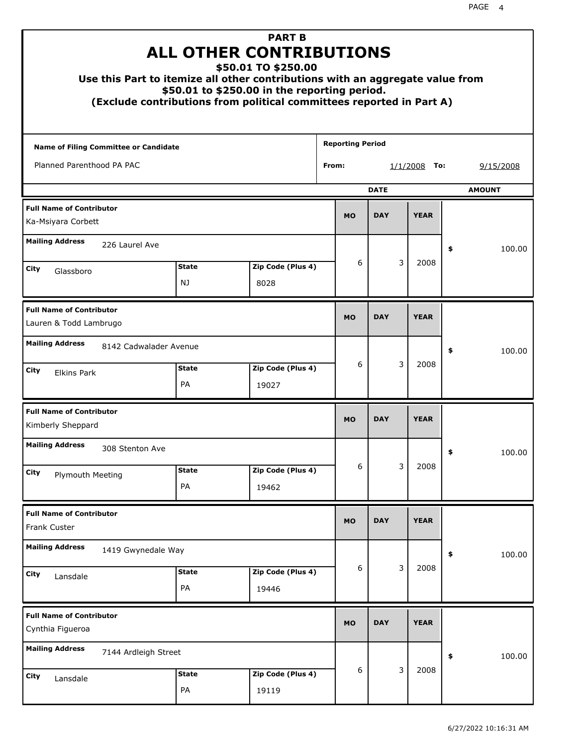# PART B
# ALL OTHER CONTRIBUTIONS
## $50.01 TO $250.00

**Use this Part to itemize all other contributions with an aggregate value from $50.01 to $250.00 in the reporting period.**
**(Exclude contributions from political committees reported in Part A)**

| Name of Filing Committee or Candidate | Reporting Period |
|---|---|
| Planned Parenthood PA PAC | From: 1/1/2008 To: 9/15/2008 |

| Full Name of Contributor | Mailing Address | City | State | Zip Code (Plus 4) | MO | DAY | YEAR | AMOUNT |
|---|---|---|---|---|---|---|---|---|
| Ka-Msiyara Corbett | 226 Laurel Ave | Glassboro | NJ | 8028 | 6 | 3 | 2008 | $ 100.00 |
| Lauren & Todd Lambrugo | 8142 Cadwalader Avenue | Elkins Park | PA | 19027 | 6 | 3 | 2008 | $ 100.00 |
| Kimberly Sheppard | 308 Stenton Ave | Plymouth Meeting | PA | 19462 | 6 | 3 | 2008 | $ 100.00 |
| Frank Custer | 1419 Gwynedale Way | Lansdale | PA | 19446 | 6 | 3 | 2008 | $ 100.00 |
| Cynthia Figueroa | 7144 Ardleigh Street | Lansdale | PA | 19119 | 6 | 3 | 2008 | $ 100.00 |

6/27/2022 10:16:31 AM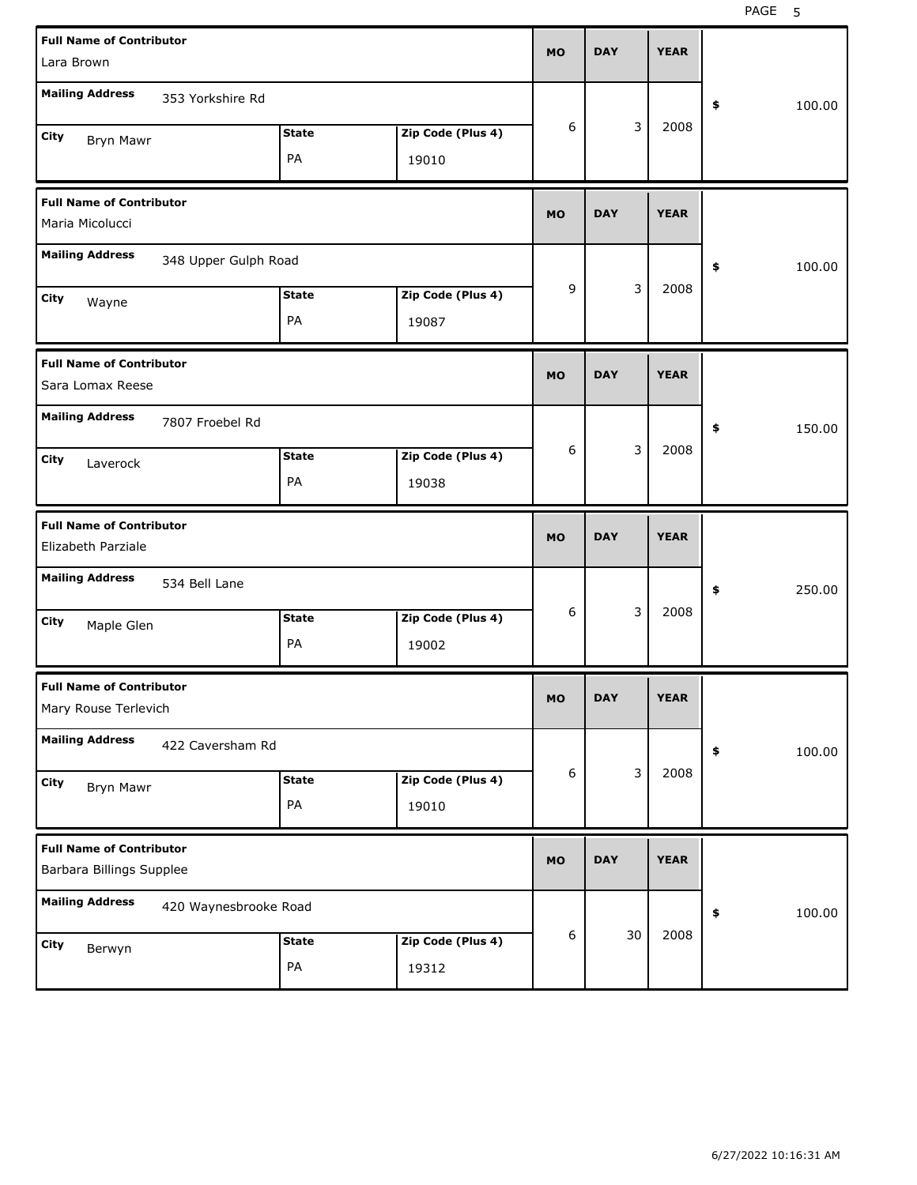| Full Name of Contributor | Mailing Address | City | State | Zip Code (Plus 4) | MO | DAY | YEAR | $ |
|---|---|---|---|---|---|---|---|---|
| Lara Brown | 353 Yorkshire Rd | Bryn Mawr | PA | 19010 | 6 | 3 | 2008 | 100.00 |
| Maria Micolucci | 348 Upper Gulph Road | Wayne | PA | 19087 | 9 | 3 | 2008 | 100.00 |
| Sara Lomax Reese | 7807 Froebel Rd | Laverock | PA | 19038 | 6 | 3 | 2008 | 150.00 |
| Elizabeth Parziale | 534 Bell Lane | Maple Glen | PA | 19002 | 6 | 3 | 2008 | 250.00 |
| Mary Rouse Terlevich | 422 Caversham Rd | Bryn Mawr | PA | 19010 | 6 | 3 | 2008 | 100.00 |
| Barbara Billings Supplee | 420 Waynesbrooke Road | Berwyn | PA | 19312 | 6 | 30 | 2008 | 100.00 |

6/27/2022 10:16:31 AM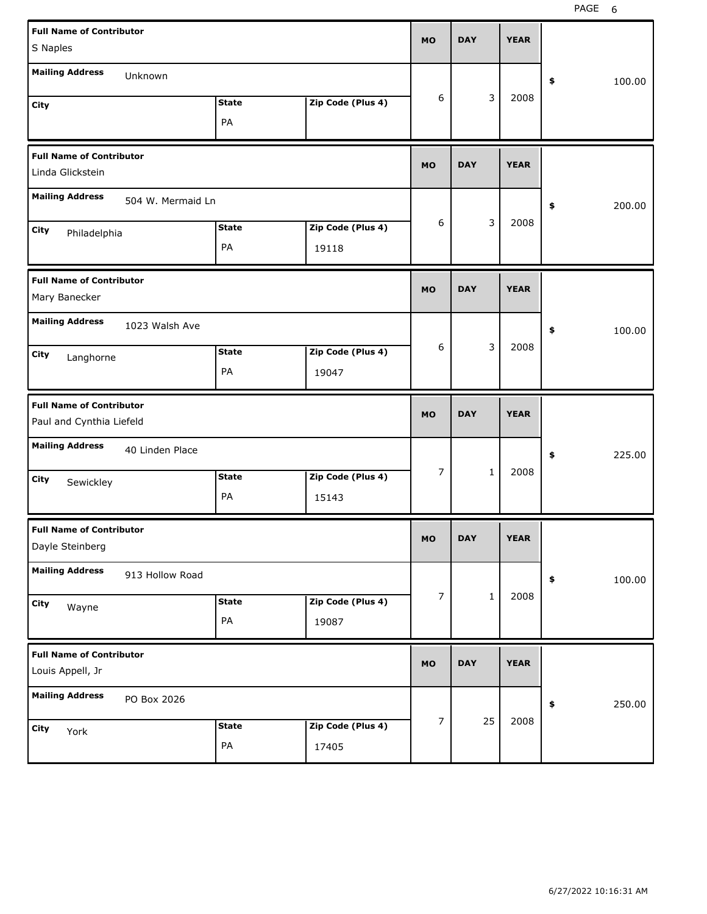| Full Name of Contributor | Mailing Address | City | State | Zip Code (Plus 4) | MO | DAY | YEAR | $ |
|---|---|---|---|---|---|---|---|---|
| S Naples | Unknown | | PA | | 6 | 3 | 2008 | 100.00 |
| Linda Glickstein | 504 W. Mermaid Ln | Philadelphia | PA | 19118 | 6 | 3 | 2008 | 200.00 |
| Mary Banecker | 1023 Walsh Ave | Langhorne | PA | 19047 | 6 | 3 | 2008 | 100.00 |
| Paul and Cynthia Liefeld | 40 Linden Place | Sewickley | PA | 15143 | 7 | 1 | 2008 | 225.00 |
| Dayle Steinberg | 913 Hollow Road | Wayne | PA | 19087 | 7 | 1 | 2008 | 100.00 |
| Louis Appell, Jr | PO Box 2026 | York | PA | 17405 | 7 | 25 | 2008 | 250.00 |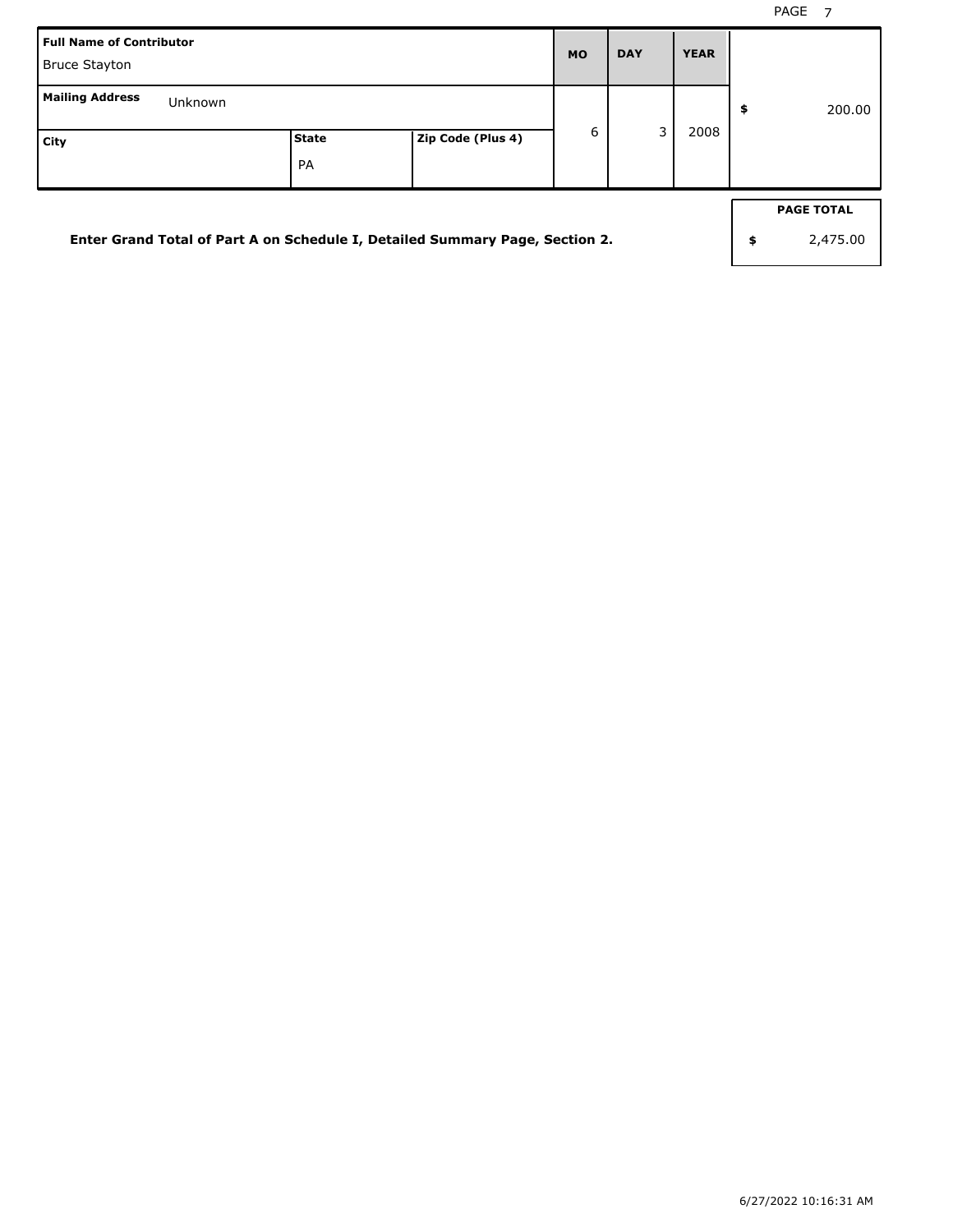| Full Name of Contributor | | | MO | DAY | YEAR | |
|---|---|---|---|---|---|---|
| Bruce Stayton | | | | | | |
| Mailing Address Unknown | | | 6 | 3 | 2008 | $ 200.00 |
| City | State | Zip Code (Plus 4) | | | | |
| | PA | | | | | |

**Enter Grand Total of Part A on Schedule I, Detailed Summary Page, Section 2.**

| PAGE TOTAL |
|---|
| $ 2,475.00 |

6/27/2022 10:16:31 AM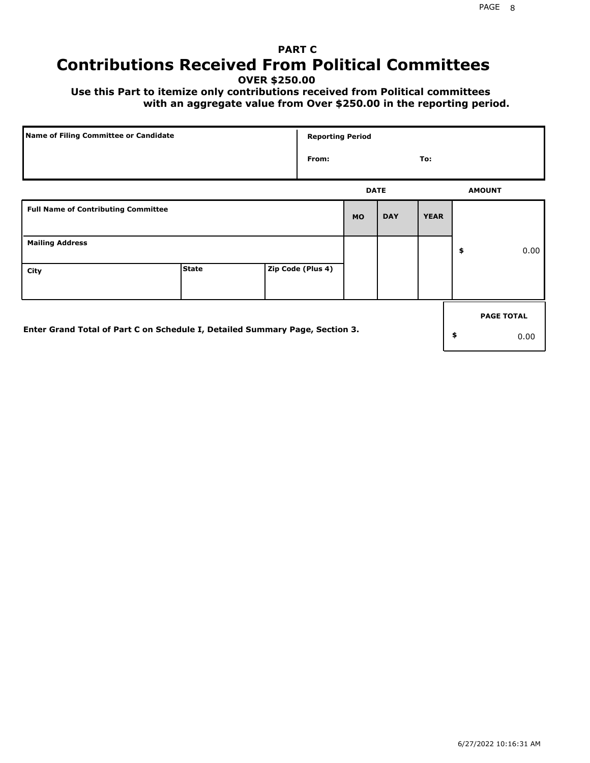## PART C

# Contributions Received From Political Committees

**OVER $250.00**

**Use this Part to itemize only contributions received from Political committees with an aggregate value from Over $250.00 in the reporting period.**

| Name of Filing Committee or Candidate | Reporting Period |
| --- | --- |
| | From: To: |

| Full Name of Contributing Committee | | | DATE MO | DAY | YEAR | AMOUNT |
| --- | --- | --- | --- | --- | --- | --- |
| Mailing Address | | | | | | $ 0.00 |
| City | State | Zip Code (Plus 4) | | | | |

Enter Grand Total of Part C on Schedule I, Detailed Summary Page, Section 3.

| PAGE TOTAL |
| --- |
| $ 0.00 |

6/27/2022 10:16:31 AM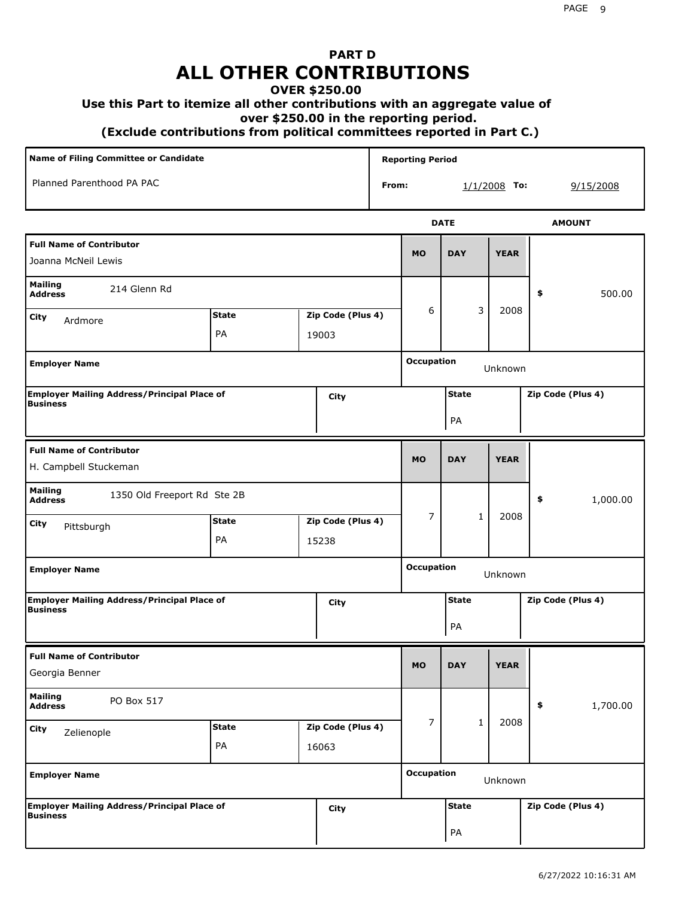# PART D
# ALL OTHER CONTRIBUTIONS
### OVER $250.00
### Use this Part to itemize all other contributions with an aggregate value of over $250.00 in the reporting period.
### (Exclude contributions from political committees reported in Part C.)

| Name of Filing Committee or Candidate | Reporting Period |
|---|---|
| Planned Parenthood PA PAC | From: 1/1/2008 To: 9/15/2008 |

| Full Name of Contributor | Mailing Address | City | State | Zip Code (Plus 4) | MO | DAY | YEAR | AMOUNT | Employer Name | Occupation | Employer Mailing Address/Principal Place of Business | City | State | Zip Code (Plus 4) |
|---|---|---|---|---|---|---|---|---|---|---|---|---|---|---|
| Joanna McNeil Lewis | 214 Glenn Rd | Ardmore | PA | 19003 | 6 | 3 | 2008 | $ 500.00 | | Unknown | | | PA | |
| H. Campbell Stuckeman | 1350 Old Freeport Rd Ste 2B | Pittsburgh | PA | 15238 | 7 | 1 | 2008 | $ 1,000.00 | | Unknown | | | PA | |
| Georgia Benner | PO Box 517 | Zelienople | PA | 16063 | 7 | 1 | 2008 | $ 1,700.00 | | Unknown | | | PA | |

6/27/2022 10:16:31 AM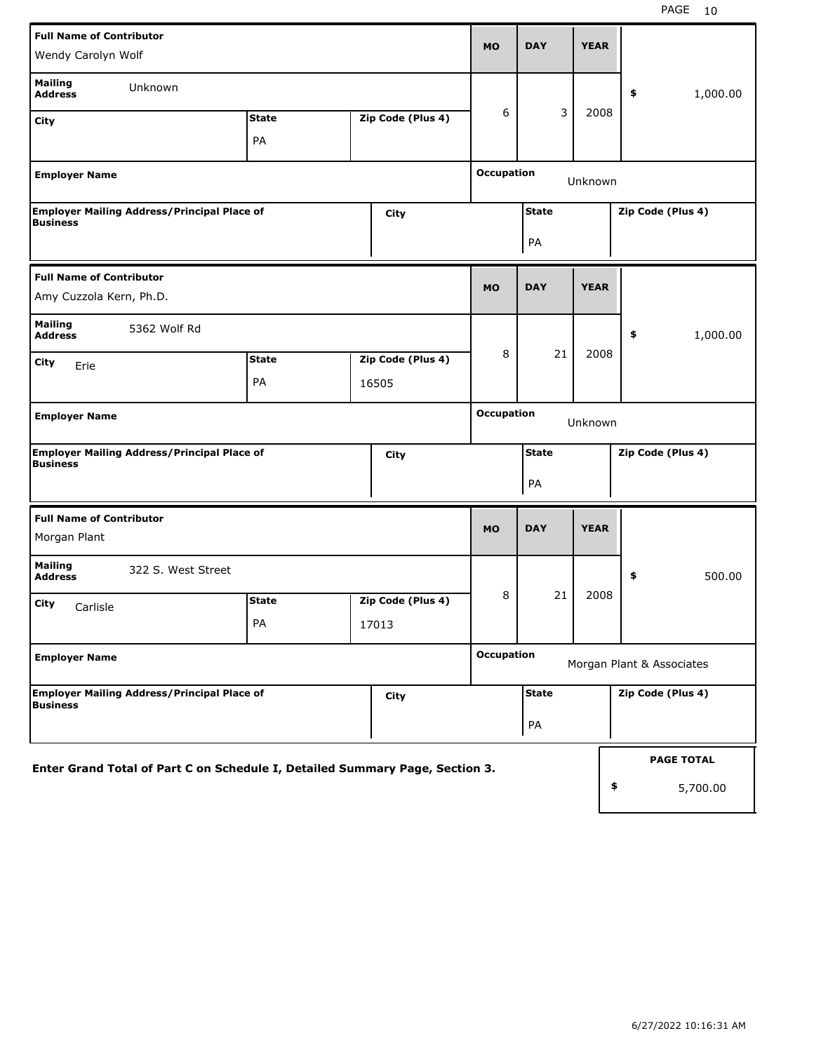| Full Name of Contributor | | | MO | DAY | YEAR | |
|---|---|---|---|---|---|---|
| Wendy Carolyn Wolf | | | 6 | 3 | 2008 | $ 1,000.00 |
| Mailing Address: Unknown | | | | | | |
| City | State: PA | Zip Code (Plus 4) | | | | |
| Employer Name | | | Occupation: Unknown | | | |
| Employer Mailing Address/Principal Place of Business | City | | State: PA | | Zip Code (Plus 4) | |

| Full Name of Contributor | | | MO | DAY | YEAR | |
|---|---|---|---|---|---|---|
| Amy Cuzzola Kern, Ph.D. | | | 8 | 21 | 2008 | $ 1,000.00 |
| Mailing Address: 5362 Wolf Rd | | | | | | |
| City: Erie | State: PA | Zip Code (Plus 4): 16505 | | | | |
| Employer Name | | | Occupation: Unknown | | | |
| Employer Mailing Address/Principal Place of Business | City | | State: PA | | Zip Code (Plus 4) | |

| Full Name of Contributor | | | MO | DAY | YEAR | |
|---|---|---|---|---|---|---|
| Morgan Plant | | | 8 | 21 | 2008 | $ 500.00 |
| Mailing Address: 322 S. West Street | | | | | | |
| City: Carlisle | State: PA | Zip Code (Plus 4): 17013 | | | | |
| Employer Name | | | Occupation: Morgan Plant & Associates | | | |
| Employer Mailing Address/Principal Place of Business | City | | State: PA | | Zip Code (Plus 4) | |

**Enter Grand Total of Part C on Schedule I, Detailed Summary Page, Section 3.**

| PAGE TOTAL |
|---|
| $ 5,700.00 |

6/27/2022 10:16:31 AM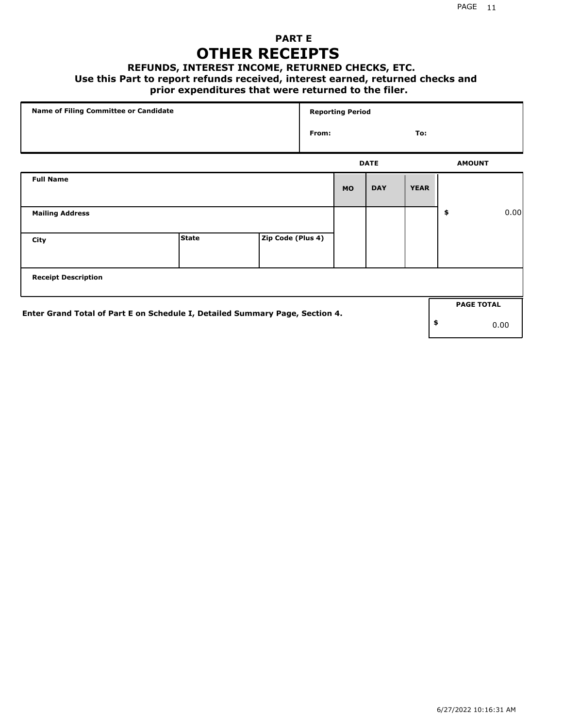## PART E

# OTHER RECEIPTS

### REFUNDS, INTEREST INCOME, RETURNED CHECKS, ETC.

**Use this Part to report refunds received, interest earned, returned checks and prior expenditures that were returned to the filer.**

| Name of Filing Committee or Candidate | Reporting Period | |
|---|---|---|
| | From: | To: |

| Full Name | | | DATE MO | DAY | YEAR | AMOUNT |
|---|---|---|---|---|---|---|
| Mailing Address | | | | | | $ 0.00 |
| City | State | Zip Code (Plus 4) | | | | |
| Receipt Description | | | | | | |

**Enter Grand Total of Part E on Schedule I, Detailed Summary Page, Section 4.**

| PAGE TOTAL |
|---|
| $ 0.00 |

6/27/2022 10:16:31 AM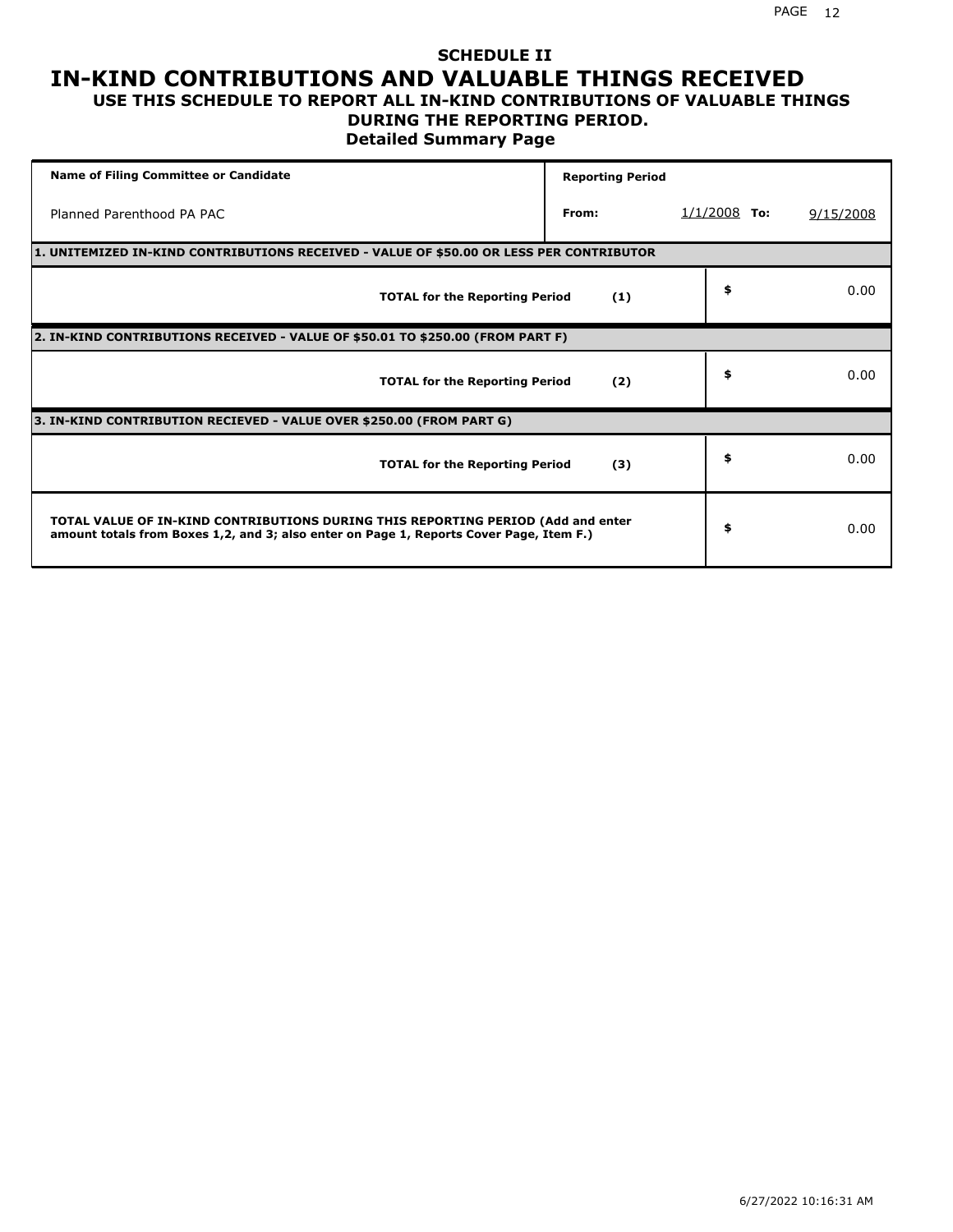# SCHEDULE II

# IN-KIND CONTRIBUTIONS AND VALUABLE THINGS RECEIVED

### USE THIS SCHEDULE TO REPORT ALL IN-KIND CONTRIBUTIONS OF VALUABLE THINGS DURING THE REPORTING PERIOD.

### Detailed Summary Page

| Name of Filing Committee or Candidate | Reporting Period | | |
|---|---|---|---|
| Planned Parenthood PA PAC | From: | 1/1/2008 **To:** | 9/15/2008 |

| | | |
|---|---|---|
| **1. UNITEMIZED IN-KIND CONTRIBUTIONS RECEIVED - VALUE OF $50.00 OR LESS PER CONTRIBUTOR** | | |
| **TOTAL for the Reporting Period** | **(1)** | $ 0.00 |
| **2. IN-KIND CONTRIBUTIONS RECEIVED - VALUE OF $50.01 TO $250.00 (FROM PART F)** | | |
| **TOTAL for the Reporting Period** | **(2)** | $ 0.00 |
| **3. IN-KIND CONTRIBUTION RECIEVED - VALUE OVER $250.00 (FROM PART G)** | | |
| **TOTAL for the Reporting Period** | **(3)** | $ 0.00 |
| **TOTAL VALUE OF IN-KIND CONTRIBUTIONS DURING THIS REPORTING PERIOD (Add and enter amount totals from Boxes 1,2, and 3; also enter on Page 1, Reports Cover Page, Item F.)** | | $ 0.00 |

6/27/2022 10:16:31 AM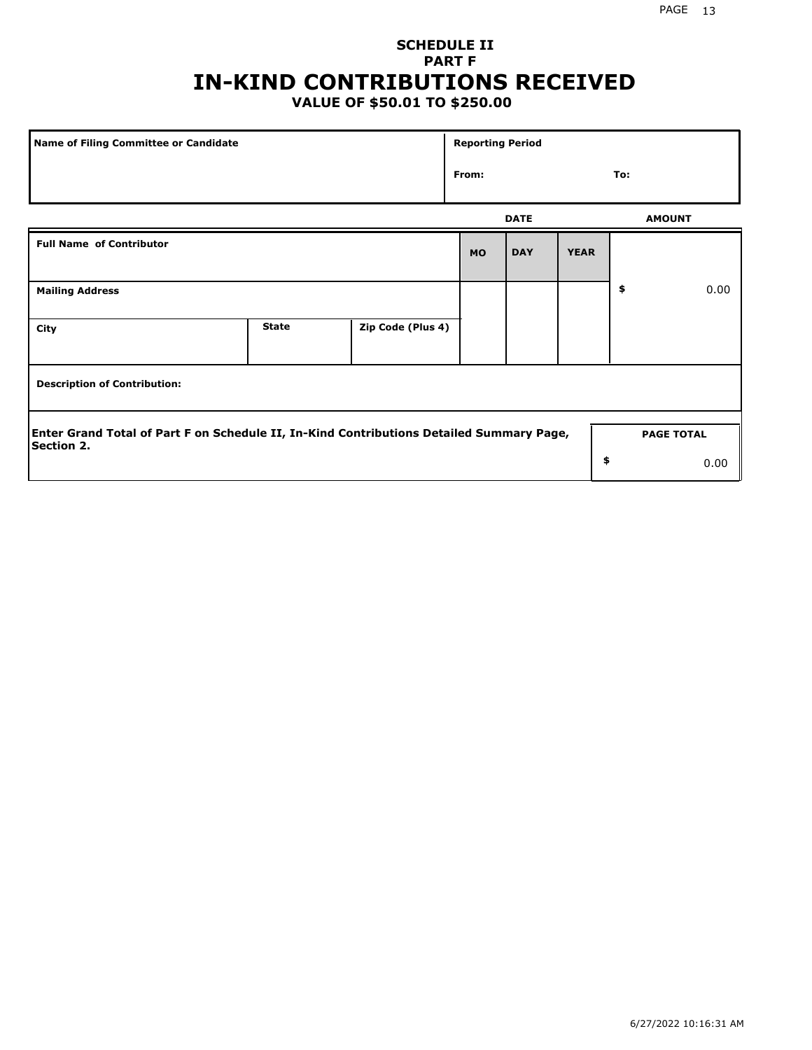## SCHEDULE II
## PART F
# IN-KIND CONTRIBUTIONS RECEIVED
### VALUE OF $50.01 TO $250.00

| Name of Filing Committee or Candidate | Reporting Period |
|---|---|
| | From: To: |

| Full Name of Contributor | | | DATE MO | DAY | YEAR | AMOUNT |
|---|---|---|---|---|---|---|
| Mailing Address | | | | | | $ 0.00 |
| City | State | Zip Code (Plus 4) | | | | |
| Description of Contribution: | | | | | | |

| Enter Grand Total of Part F on Schedule II, In-Kind Contributions Detailed Summary Page, Section 2. | PAGE TOTAL |
|---|---|
| | $ 0.00 |

6/27/2022 10:16:31 AM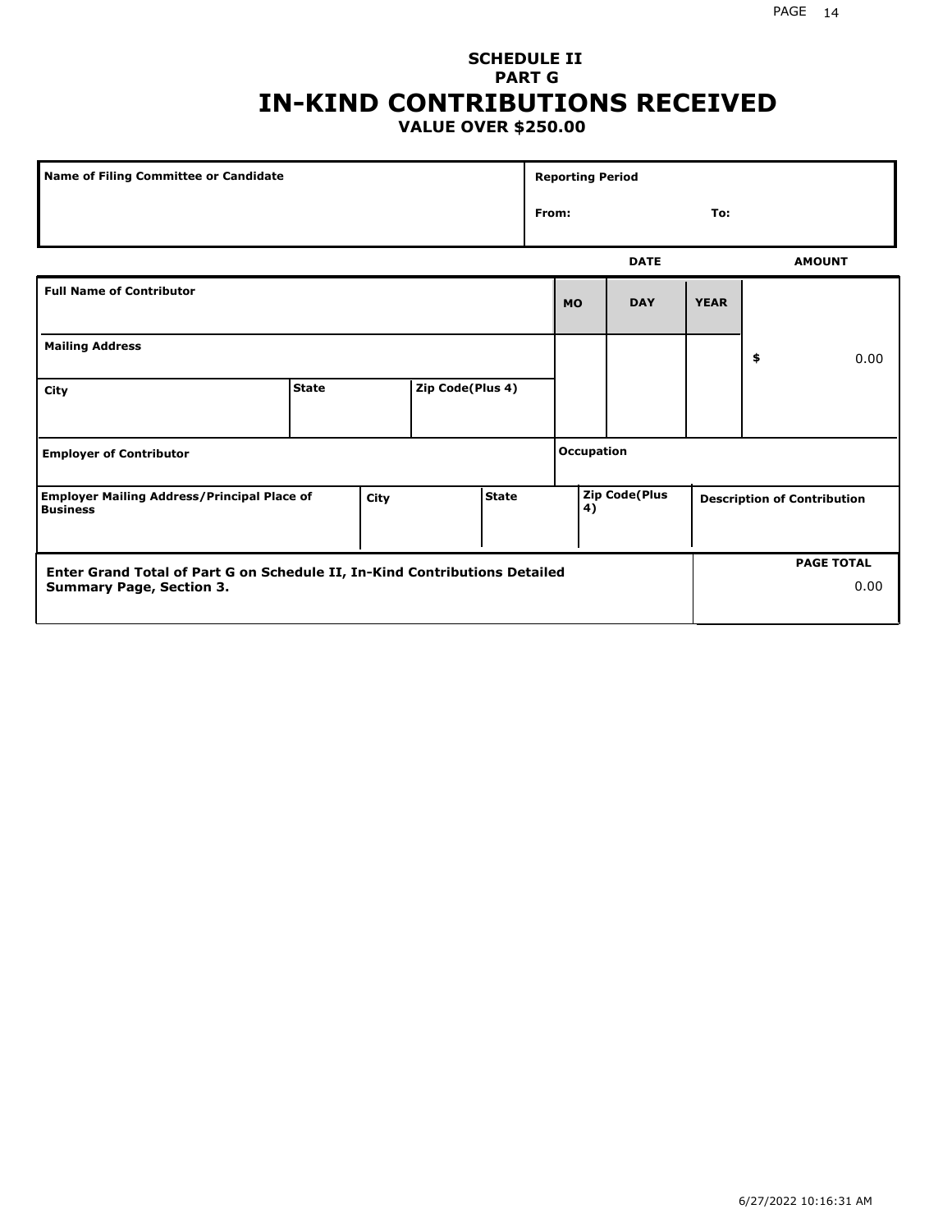**SCHEDULE II**
**PART G**

# IN-KIND CONTRIBUTIONS RECEIVED

**VALUE OVER $250.00**

| Name of Filing Committee or Candidate | Reporting Period |
|---|---|
| | From: To: |

| | | | DATE | | | AMOUNT |
|---|---|---|---|---|---|---|
| **Full Name of Contributor** | | | **MO** | **DAY** | **YEAR** | |
| **Mailing Address** | | | | | | $ 0.00 |
| **City** | **State** | **Zip Code(Plus 4)** | | | | |
| **Employer of Contributor** | | | **Occupation** | | | |

| Employer Mailing Address/Principal Place of Business | City | State | Zip Code(Plus 4) | Description of Contribution |
|---|---|---|---|---|
| | | | | |

| Enter Grand Total of Part G on Schedule II, In-Kind Contributions Detailed Summary Page, Section 3. | PAGE TOTAL |
|---|---|
| | 0.00 |

6/27/2022 10:16:31 AM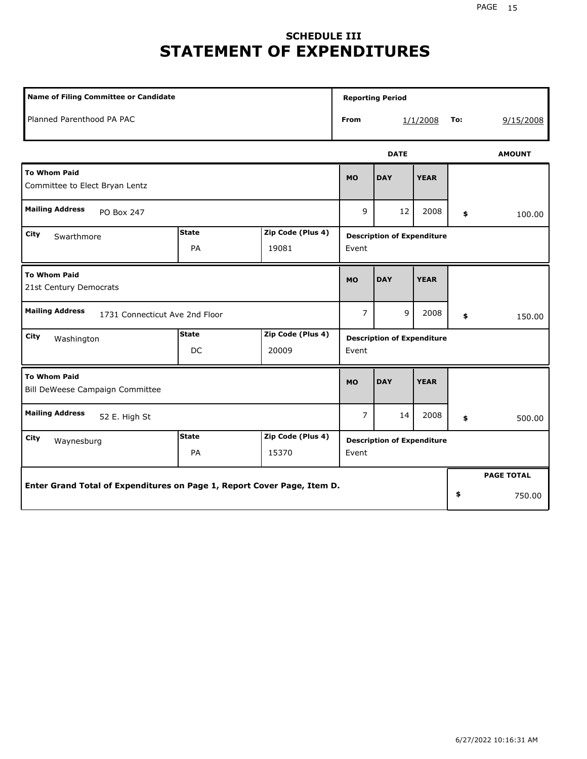## SCHEDULE III
# STATEMENT OF EXPENDITURES

| Name of Filing Committee or Candidate | Reporting Period |
|---|---|
| Planned Parenthood PA PAC | From 1/1/2008 To: 9/15/2008 |

| To Whom Paid | Mailing Address | City | State | Zip Code (Plus 4) | MO | DAY | YEAR | AMOUNT | Description of Expenditure |
|---|---|---|---|---|---|---|---|---|---|
| Committee to Elect Bryan Lentz | PO Box 247 | Swarthmore | PA | 19081 | 9 | 12 | 2008 | $ 100.00 | Event |
| 21st Century Democrats | 1731 Connecticut Ave 2nd Floor | Washington | DC | 20009 | 7 | 9 | 2008 | $ 150.00 | Event |
| Bill DeWeese Campaign Committee | 52 E. High St | Waynesburg | PA | 15370 | 7 | 14 | 2008 | $ 500.00 | Event |

**Enter Grand Total of Expenditures on Page 1, Report Cover Page, Item D.**

**PAGE TOTAL** $ 750.00

6/27/2022 10:16:31 AM